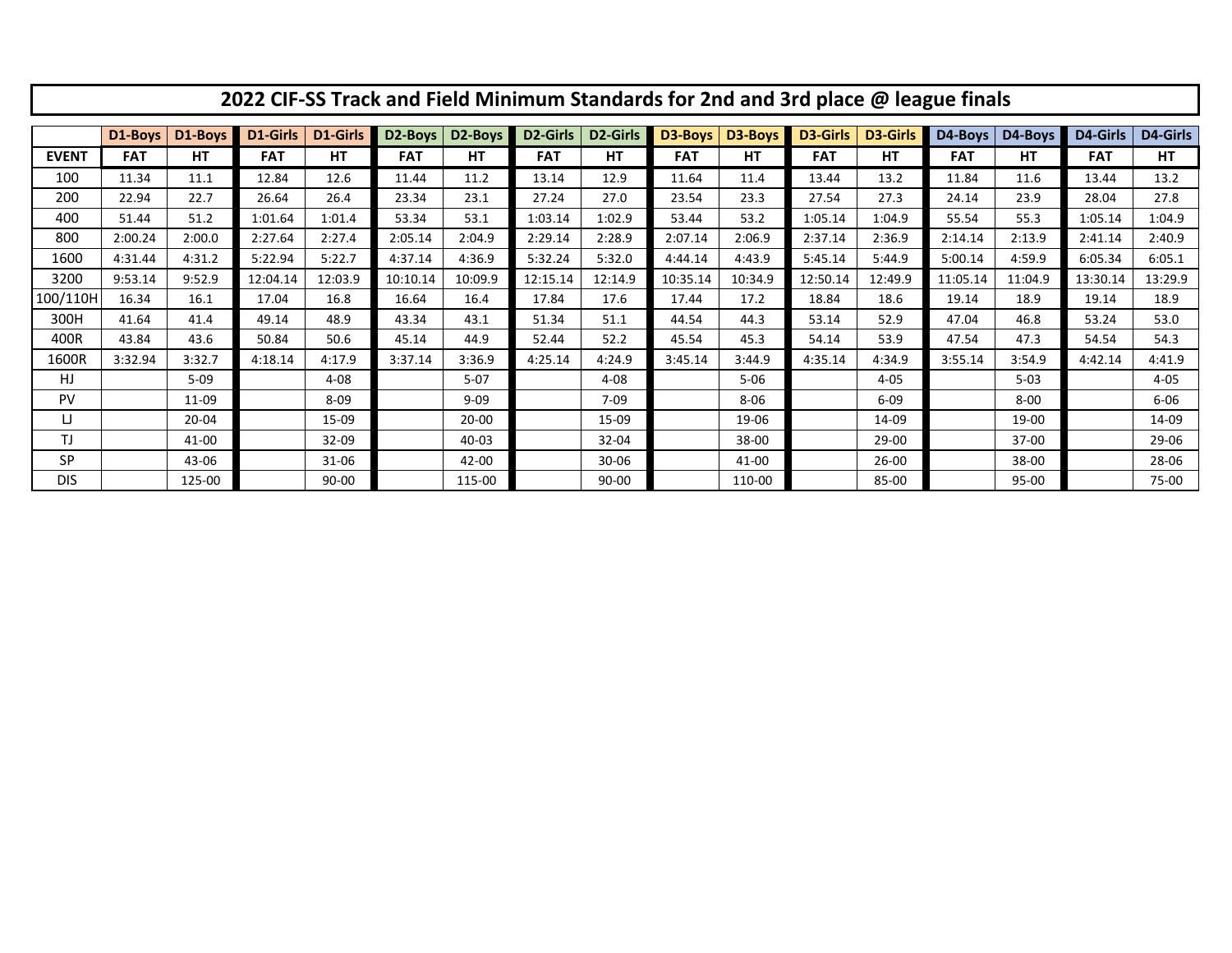# 2022 CIF-SS Track and Field Minimum Standards for 2nd and 3rd place @ league finals

| | D1-Boys | D1-Boys | D1-Girls | D1-Girls | D2-Boys | D2-Boys | D2-Girls | D2-Girls | D3-Boys | D3-Boys | D3-Girls | D3-Girls | D4-Boys | D4-Boys | D4-Girls | D4-Girls |
|---|---|---|---|---|---|---|---|---|---|---|---|---|---|---|---|---|
| **EVENT** | **FAT** | **HT** | **FAT** | **HT** | **FAT** | **HT** | **FAT** | **HT** | **FAT** | **HT** | **FAT** | **HT** | **FAT** | **HT** | **FAT** | **HT** |
| 100 | 11.34 | 11.1 | 12.84 | 12.6 | 11.44 | 11.2 | 13.14 | 12.9 | 11.64 | 11.4 | 13.44 | 13.2 | 11.84 | 11.6 | 13.44 | 13.2 |
| 200 | 22.94 | 22.7 | 26.64 | 26.4 | 23.34 | 23.1 | 27.24 | 27.0 | 23.54 | 23.3 | 27.54 | 27.3 | 24.14 | 23.9 | 28.04 | 27.8 |
| 400 | 51.44 | 51.2 | 1:01.64 | 1:01.4 | 53.34 | 53.1 | 1:03.14 | 1:02.9 | 53.44 | 53.2 | 1:05.14 | 1:04.9 | 55.54 | 55.3 | 1:05.14 | 1:04.9 |
| 800 | 2:00.24 | 2:00.0 | 2:27.64 | 2:27.4 | 2:05.14 | 2:04.9 | 2:29.14 | 2:28.9 | 2:07.14 | 2:06.9 | 2:37.14 | 2:36.9 | 2:14.14 | 2:13.9 | 2:41.14 | 2:40.9 |
| 1600 | 4:31.44 | 4:31.2 | 5:22.94 | 5:22.7 | 4:37.14 | 4:36.9 | 5:32.24 | 5:32.0 | 4:44.14 | 4:43.9 | 5:45.14 | 5:44.9 | 5:00.14 | 4:59.9 | 6:05.34 | 6:05.1 |
| 3200 | 9:53.14 | 9:52.9 | 12:04.14 | 12:03.9 | 10:10.14 | 10:09.9 | 12:15.14 | 12:14.9 | 10:35.14 | 10:34.9 | 12:50.14 | 12:49.9 | 11:05.14 | 11:04.9 | 13:30.14 | 13:29.9 |
| 100/110H | 16.34 | 16.1 | 17.04 | 16.8 | 16.64 | 16.4 | 17.84 | 17.6 | 17.44 | 17.2 | 18.84 | 18.6 | 19.14 | 18.9 | 19.14 | 18.9 |
| 300H | 41.64 | 41.4 | 49.14 | 48.9 | 43.34 | 43.1 | 51.34 | 51.1 | 44.54 | 44.3 | 53.14 | 52.9 | 47.04 | 46.8 | 53.24 | 53.0 |
| 400R | 43.84 | 43.6 | 50.84 | 50.6 | 45.14 | 44.9 | 52.44 | 52.2 | 45.54 | 45.3 | 54.14 | 53.9 | 47.54 | 47.3 | 54.54 | 54.3 |
| 1600R | 3:32.94 | 3:32.7 | 4:18.14 | 4:17.9 | 3:37.14 | 3:36.9 | 4:25.14 | 4:24.9 | 3:45.14 | 3:44.9 | 4:35.14 | 4:34.9 | 3:55.14 | 3:54.9 | 4:42.14 | 4:41.9 |
| HJ | | 5-09 | | 4-08 | | 5-07 | | 4-08 | | 5-06 | | 4-05 | | 5-03 | | 4-05 |
| PV | | 11-09 | | 8-09 | | 9-09 | | 7-09 | | 8-06 | | 6-09 | | 8-00 | | 6-06 |
| LJ | | 20-04 | | 15-09 | | 20-00 | | 15-09 | | 19-06 | | 14-09 | | 19-00 | | 14-09 |
| TJ | | 41-00 | | 32-09 | | 40-03 | | 32-04 | | 38-00 | | 29-00 | | 37-00 | | 29-06 |
| SP | | 43-06 | | 31-06 | | 42-00 | | 30-06 | | 41-00 | | 26-00 | | 38-00 | | 28-06 |
| DIS | | 125-00 | | 90-00 | | 115-00 | | 90-00 | | 110-00 | | 85-00 | | 95-00 | | 75-00 |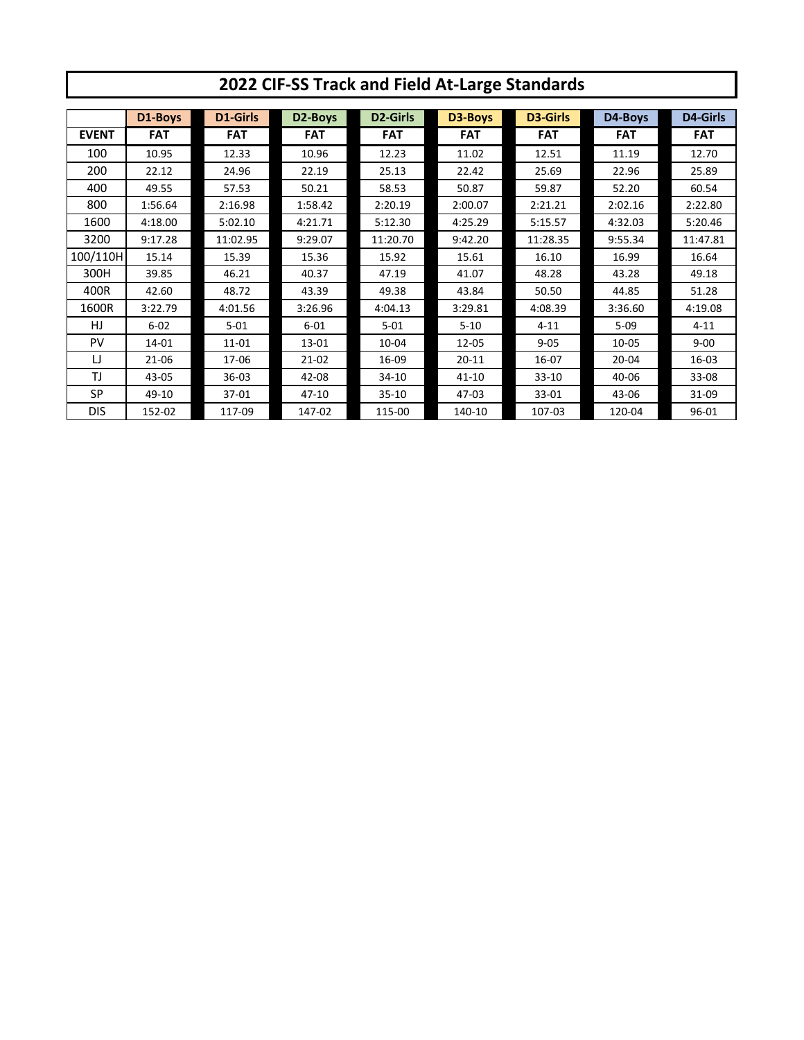# 2022 CIF-SS Track and Field At-Large Standards

| | D1-Boys | D1-Girls | D2-Boys | D2-Girls | D3-Boys | D3-Girls | D4-Boys | D4-Girls |
|---|---|---|---|---|---|---|---|---|
| **EVENT** | **FAT** | **FAT** | **FAT** | **FAT** | **FAT** | **FAT** | **FAT** | **FAT** |
| 100 | 10.95 | 12.33 | 10.96 | 12.23 | 11.02 | 12.51 | 11.19 | 12.70 |
| 200 | 22.12 | 24.96 | 22.19 | 25.13 | 22.42 | 25.69 | 22.96 | 25.89 |
| 400 | 49.55 | 57.53 | 50.21 | 58.53 | 50.87 | 59.87 | 52.20 | 60.54 |
| 800 | 1:56.64 | 2:16.98 | 1:58.42 | 2:20.19 | 2:00.07 | 2:21.21 | 2:02.16 | 2:22.80 |
| 1600 | 4:18.00 | 5:02.10 | 4:21.71 | 5:12.30 | 4:25.29 | 5:15.57 | 4:32.03 | 5:20.46 |
| 3200 | 9:17.28 | 11:02.95 | 9:29.07 | 11:20.70 | 9:42.20 | 11:28.35 | 9:55.34 | 11:47.81 |
| 100/110H | 15.14 | 15.39 | 15.36 | 15.92 | 15.61 | 16.10 | 16.99 | 16.64 |
| 300H | 39.85 | 46.21 | 40.37 | 47.19 | 41.07 | 48.28 | 43.28 | 49.18 |
| 400R | 42.60 | 48.72 | 43.39 | 49.38 | 43.84 | 50.50 | 44.85 | 51.28 |
| 1600R | 3:22.79 | 4:01.56 | 3:26.96 | 4:04.13 | 3:29.81 | 4:08.39 | 3:36.60 | 4:19.08 |
| HJ | 6-02 | 5-01 | 6-01 | 5-01 | 5-10 | 4-11 | 5-09 | 4-11 |
| PV | 14-01 | 11-01 | 13-01 | 10-04 | 12-05 | 9-05 | 10-05 | 9-00 |
| LJ | 21-06 | 17-06 | 21-02 | 16-09 | 20-11 | 16-07 | 20-04 | 16-03 |
| TJ | 43-05 | 36-03 | 42-08 | 34-10 | 41-10 | 33-10 | 40-06 | 33-08 |
| SP | 49-10 | 37-01 | 47-10 | 35-10 | 47-03 | 33-01 | 43-06 | 31-09 |
| DIS | 152-02 | 117-09 | 147-02 | 115-00 | 140-10 | 107-03 | 120-04 | 96-01 |